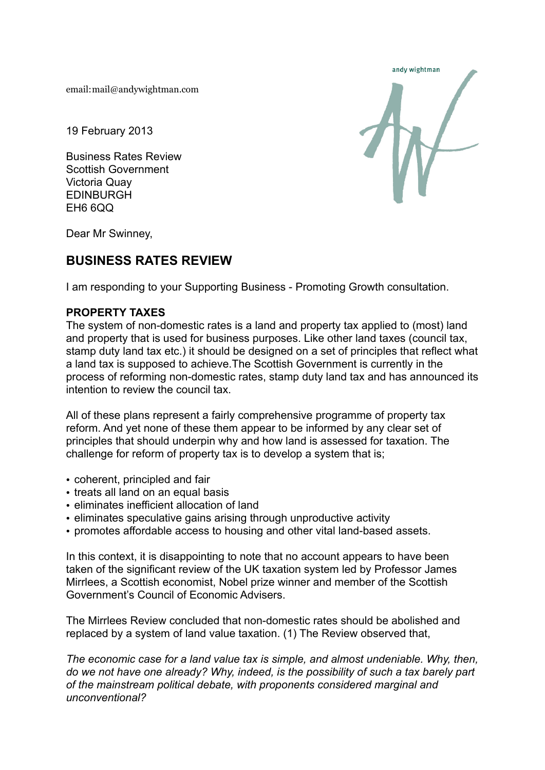andy wightman

email: mail@andywightman.com

19 February 2013

Business Rates Review
Scottish Government
Victoria Quay
EDINBURGH
EH6 6QQ

Dear Mr Swinney,

## BUSINESS RATES REVIEW

I am responding to your Supporting Business - Promoting Growth consultation.

### PROPERTY TAXES

The system of non-domestic rates is a land and property tax applied to (most) land and property that is used for business purposes. Like other land taxes (council tax, stamp duty land tax etc.) it should be designed on a set of principles that reflect what a land tax is supposed to achieve.The Scottish Government is currently in the process of reforming non-domestic rates, stamp duty land tax and has announced its intention to review the council tax.

All of these plans represent a fairly comprehensive programme of property tax reform. And yet none of these them appear to be informed by any clear set of principles that should underpin why and how land is assessed for taxation. The challenge for reform of property tax is to develop a system that is;

- coherent, principled and fair
- treats all land on an equal basis
- eliminates inefficient allocation of land
- eliminates speculative gains arising through unproductive activity
- promotes affordable access to housing and other vital land-based assets.

In this context, it is disappointing to note that no account appears to have been taken of the significant review of the UK taxation system led by Professor James Mirrlees, a Scottish economist, Nobel prize winner and member of the Scottish Government's Council of Economic Advisers.

The Mirrlees Review concluded that non-domestic rates should be abolished and replaced by a system of land value taxation. (1) The Review observed that,

*The economic case for a land value tax is simple, and almost undeniable. Why, then, do we not have one already? Why, indeed, is the possibility of such a tax barely part of the mainstream political debate, with proponents considered marginal and unconventional?*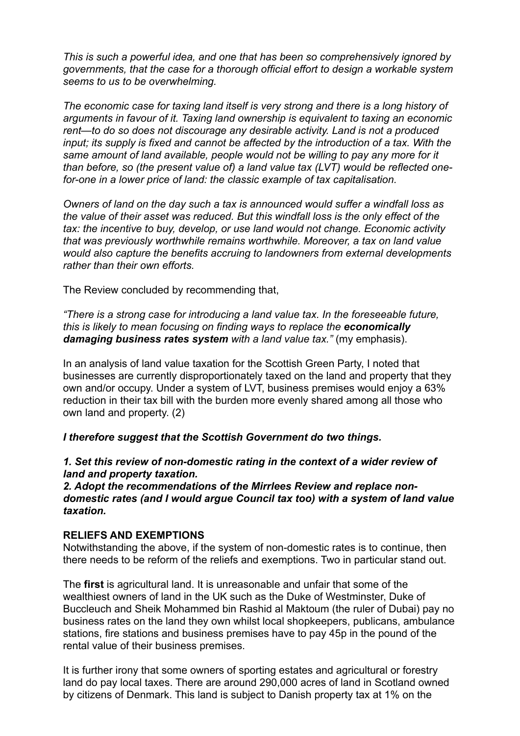*This is such a powerful idea, and one that has been so comprehensively ignored by governments, that the case for a thorough official effort to design a workable system seems to us to be overwhelming.*

*The economic case for taxing land itself is very strong and there is a long history of arguments in favour of it. Taxing land ownership is equivalent to taxing an economic rent—to do so does not discourage any desirable activity. Land is not a produced input; its supply is fixed and cannot be affected by the introduction of a tax. With the same amount of land available, people would not be willing to pay any more for it than before, so (the present value of) a land value tax (LVT) would be reflected one-for-one in a lower price of land: the classic example of tax capitalisation.*

*Owners of land on the day such a tax is announced would suffer a windfall loss as the value of their asset was reduced. But this windfall loss is the only effect of the tax: the incentive to buy, develop, or use land would not change. Economic activity that was previously worthwhile remains worthwhile. Moreover, a tax on land value would also capture the benefits accruing to landowners from external developments rather than their own efforts.*

The Review concluded by recommending that,

*"There is a strong case for introducing a land value tax. In the foreseeable future, this is likely to mean focusing on finding ways to replace the* ***economically damaging business rates system*** *with a land value tax."* (my emphasis).

In an analysis of land value taxation for the Scottish Green Party, I noted that businesses are currently disproportionately taxed on the land and property that they own and/or occupy. Under a system of LVT, business premises would enjoy a 63% reduction in their tax bill with the burden more evenly shared among all those who own land and property. (2)

***I therefore suggest that the Scottish Government do two things.***

***1. Set this review of non-domestic rating in the context of a wider review of land and property taxation.***
***2. Adopt the recommendations of the Mirrlees Review and replace non-domestic rates (and I would argue Council tax too) with a system of land value taxation.***

**RELIEFS AND EXEMPTIONS**

Notwithstanding the above, if the system of non-domestic rates is to continue, then there needs to be reform of the reliefs and exemptions. Two in particular stand out.

The **first** is agricultural land. It is unreasonable and unfair that some of the wealthiest owners of land in the UK such as the Duke of Westminster, Duke of Buccleuch and Sheik Mohammed bin Rashid al Maktoum (the ruler of Dubai) pay no business rates on the land they own whilst local shopkeepers, publicans, ambulance stations, fire stations and business premises have to pay 45p in the pound of the rental value of their business premises.

It is further irony that some owners of sporting estates and agricultural or forestry land do pay local taxes. There are around 290,000 acres of land in Scotland owned by citizens of Denmark. This land is subject to Danish property tax at 1% on the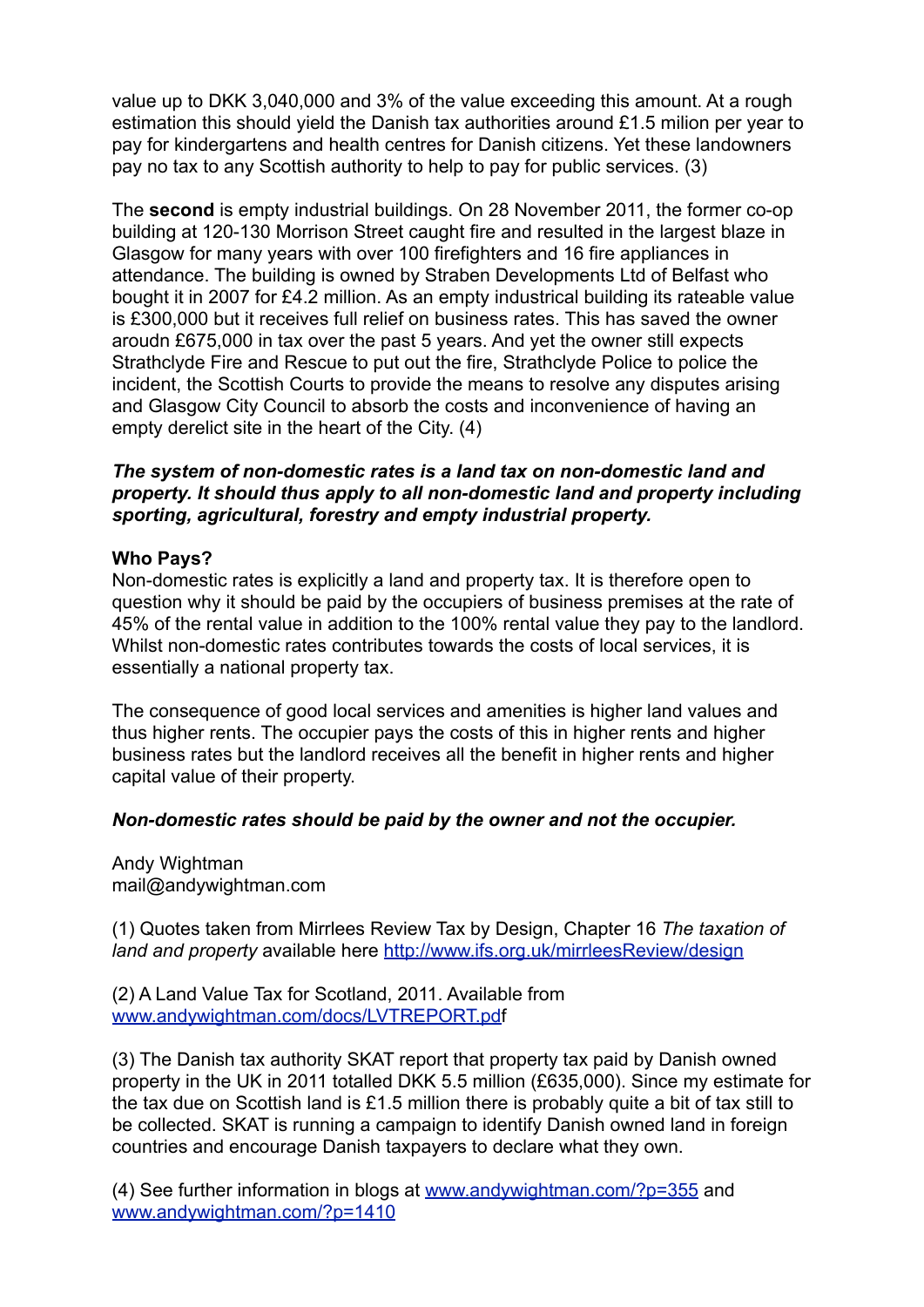value up to DKK 3,040,000 and 3% of the value exceeding this amount. At a rough estimation this should yield the Danish tax authorities around £1.5 milion per year to pay for kindergartens and health centres for Danish citizens. Yet these landowners pay no tax to any Scottish authority to help to pay for public services. (3)

The **second** is empty industrial buildings. On 28 November 2011, the former co-op building at 120-130 Morrison Street caught fire and resulted in the largest blaze in Glasgow for many years with over 100 firefighters and 16 fire appliances in attendance. The building is owned by Straben Developments Ltd of Belfast who bought it in 2007 for £4.2 million. As an empty industrical building its rateable value is £300,000 but it receives full relief on business rates. This has saved the owner aroudn £675,000 in tax over the past 5 years. And yet the owner still expects Strathclyde Fire and Rescue to put out the fire, Strathclyde Police to police the incident, the Scottish Courts to provide the means to resolve any disputes arising and Glasgow City Council to absorb the costs and inconvenience of having an empty derelict site in the heart of the City. (4)

***The system of non-domestic rates is a land tax on non-domestic land and property. It should thus apply to all non-domestic land and property including sporting, agricultural, forestry and empty industrial property.***

**Who Pays?**

Non-domestic rates is explicitly a land and property tax. It is therefore open to question why it should be paid by the occupiers of business premises at the rate of 45% of the rental value in addition to the 100% rental value they pay to the landlord. Whilst non-domestic rates contributes towards the costs of local services, it is essentially a national property tax.

The consequence of good local services and amenities is higher land values and thus higher rents. The occupier pays the costs of this in higher rents and higher business rates but the landlord receives all the benefit in higher rents and higher capital value of their property.

***Non-domestic rates should be paid by the owner and not the occupier.***

Andy Wightman
mail@andywightman.com

(1) Quotes taken from Mirrlees Review Tax by Design, Chapter 16 *The taxation of land and property* available here http://www.ifs.org.uk/mirrleesReview/design

(2) A Land Value Tax for Scotland, 2011. Available from www.andywightman.com/docs/LVTREPORT.pdf

(3) The Danish tax authority SKAT report that property tax paid by Danish owned property in the UK in 2011 totalled DKK 5.5 million (£635,000). Since my estimate for the tax due on Scottish land is £1.5 million there is probably quite a bit of tax still to be collected. SKAT is running a campaign to identify Danish owned land in foreign countries and encourage Danish taxpayers to declare what they own.

(4) See further information in blogs at www.andywightman.com/?p=355 and www.andywightman.com/?p=1410